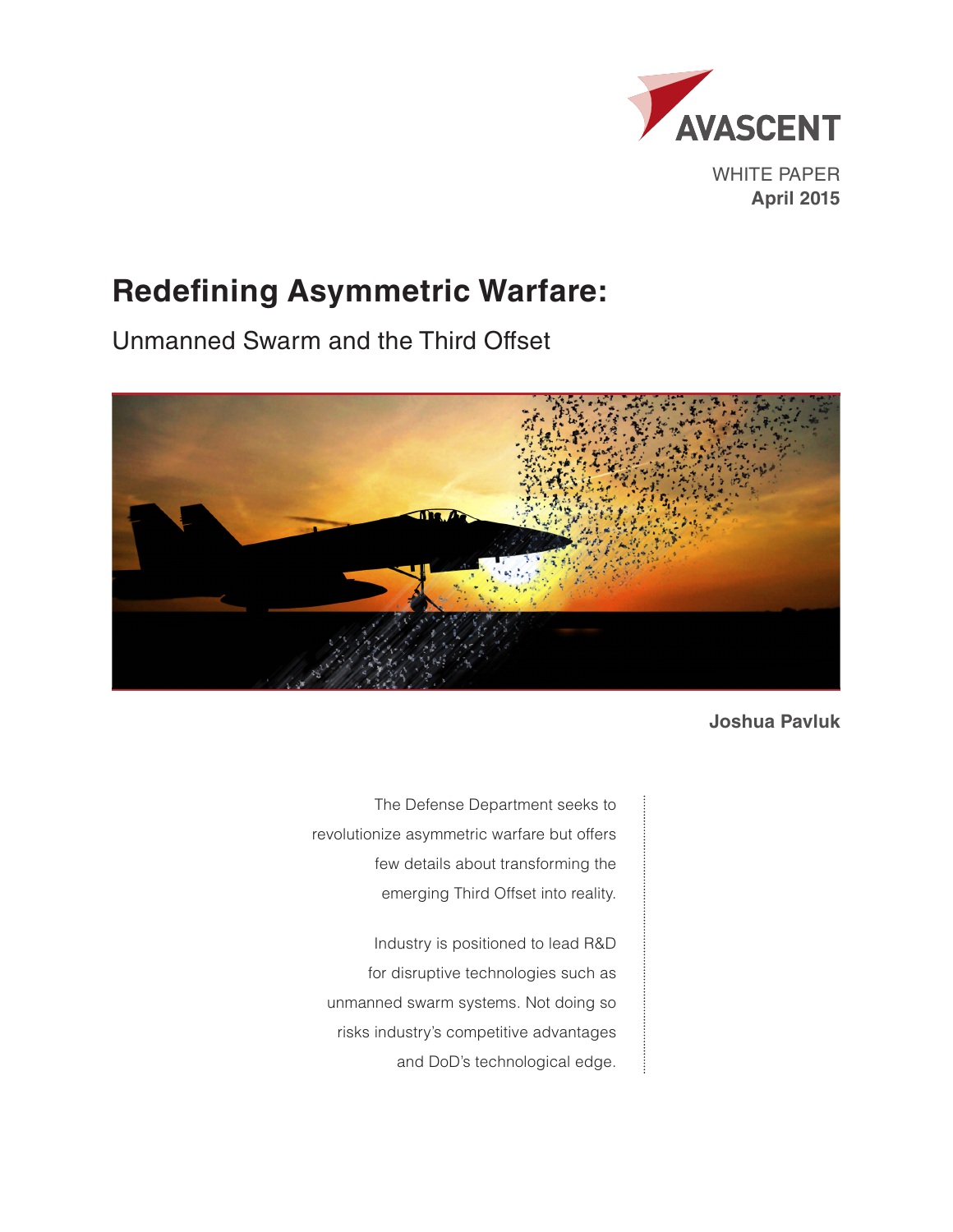AVASCENT

WHITE PAPER
**April 2015**

# Redefining Asymmetric Warfare:

## Unmanned Swarm and the Third Offset

**Joshua Pavluk**

The Defense Department seeks to revolutionize asymmetric warfare but offers few details about transforming the emerging Third Offset into reality.

Industry is positioned to lead R&D for disruptive technologies such as unmanned swarm systems. Not doing so risks industry's competitive advantages and DoD's technological edge.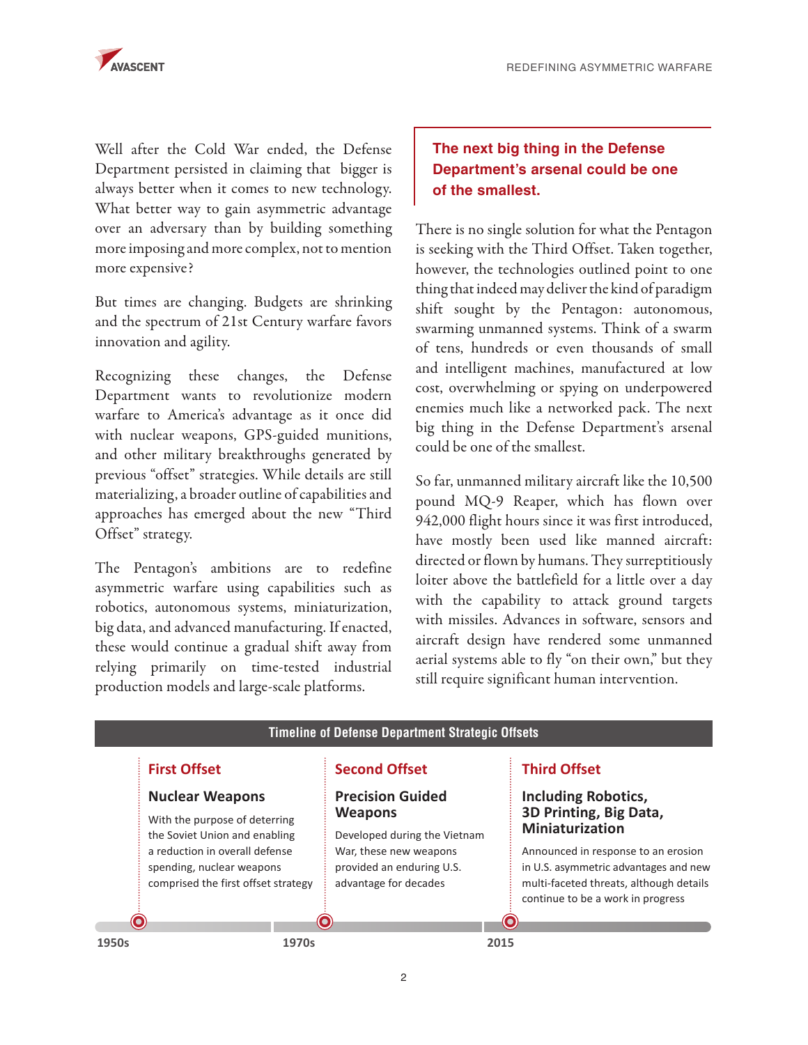Well after the Cold War ended, the Defense Department persisted in claiming that bigger is always better when it comes to new technology. What better way to gain asymmetric advantage over an adversary than by building something more imposing and more complex, not to mention more expensive?

But times are changing. Budgets are shrinking and the spectrum of 21st Century warfare favors innovation and agility.

Recognizing these changes, the Defense Department wants to revolutionize modern warfare to America's advantage as it once did with nuclear weapons, GPS-guided munitions, and other military breakthroughs generated by previous "offset" strategies. While details are still materializing, a broader outline of capabilities and approaches has emerged about the new "Third Offset" strategy.

The Pentagon's ambitions are to redefine asymmetric warfare using capabilities such as robotics, autonomous systems, miniaturization, big data, and advanced manufacturing. If enacted, these would continue a gradual shift away from relying primarily on time-tested industrial production models and large-scale platforms.

**The next big thing in the Defense Department's arsenal could be one of the smallest.**

There is no single solution for what the Pentagon is seeking with the Third Offset. Taken together, however, the technologies outlined point to one thing that indeed may deliver the kind of paradigm shift sought by the Pentagon: autonomous, swarming unmanned systems. Think of a swarm of tens, hundreds or even thousands of small and intelligent machines, manufactured at low cost, overwhelming or spying on underpowered enemies much like a networked pack. The next big thing in the Defense Department's arsenal could be one of the smallest.

So far, unmanned military aircraft like the 10,500 pound MQ-9 Reaper, which has flown over 942,000 flight hours since it was first introduced, have mostly been used like manned aircraft: directed or flown by humans. They surreptitiously loiter above the battlefield for a little over a day with the capability to attack ground targets with missiles. Advances in software, sensors and aircraft design have rendered some unmanned aerial systems able to fly "on their own," but they still require significant human intervention.

## Timeline of Defense Department Strategic Offsets

### First Offset (1950s)

**Nuclear Weapons**

With the purpose of deterring the Soviet Union and enabling a reduction in overall defense spending, nuclear weapons comprised the first offset strategy

### Second Offset (1970s)

**Precision Guided Weapons**

Developed during the Vietnam War, these new weapons provided an enduring U.S. advantage for decades

### Third Offset (2015)

**Including Robotics, 3D Printing, Big Data, Miniaturization**

Announced in response to an erosion in U.S. asymmetric advantages and new multi-faceted threats, although details continue to be a work in progress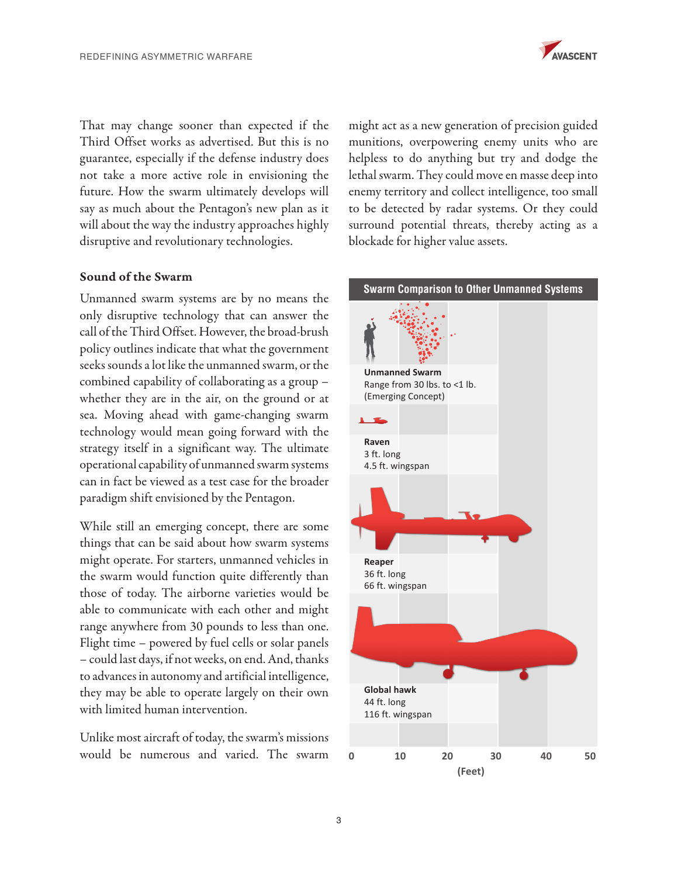That may change sooner than expected if the Third Offset works as advertised. But this is no guarantee, especially if the defense industry does not take a more active role in envisioning the future. How the swarm ultimately develops will say as much about the Pentagon's new plan as it will about the way the industry approaches highly disruptive and revolutionary technologies.

### Sound of the Swarm

Unmanned swarm systems are by no means the only disruptive technology that can answer the call of the Third Offset. However, the broad-brush policy outlines indicate that what the government seeks sounds a lot like the unmanned swarm, or the combined capability of collaborating as a group – whether they are in the air, on the ground or at sea. Moving ahead with game-changing swarm technology would mean going forward with the strategy itself in a significant way. The ultimate operational capability of unmanned swarm systems can in fact be viewed as a test case for the broader paradigm shift envisioned by the Pentagon.

While still an emerging concept, there are some things that can be said about how swarm systems might operate. For starters, unmanned vehicles in the swarm would function quite differently than those of today. The airborne varieties would be able to communicate with each other and might range anywhere from 30 pounds to less than one. Flight time – powered by fuel cells or solar panels – could last days, if not weeks, on end. And, thanks to advances in autonomy and artificial intelligence, they may be able to operate largely on their own with limited human intervention.

Unlike most aircraft of today, the swarm's missions would be numerous and varied. The swarm might act as a new generation of precision guided munitions, overpowering enemy units who are helpless to do anything but try and dodge the lethal swarm. They could move en masse deep into enemy territory and collect intelligence, too small to be detected by radar systems. Or they could surround potential threats, thereby acting as a blockade for higher value assets.

**Swarm Comparison to Other Unmanned Systems**

**Unmanned Swarm**
Range from 30 lbs. to <1 lb.
(Emerging Concept)

**Raven**
3 ft. long
4.5 ft. wingspan

**Reaper**
36 ft. long
66 ft. wingspan

**Global hawk**
44 ft. long
116 ft. wingspan

0 10 20 30 40 50
(Feet)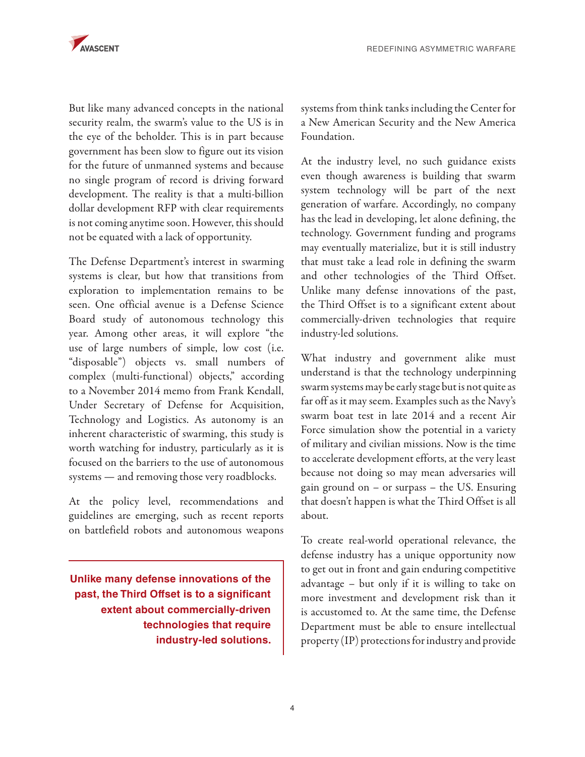But like many advanced concepts in the national security realm, the swarm's value to the US is in the eye of the beholder. This is in part because government has been slow to figure out its vision for the future of unmanned systems and because no single program of record is driving forward development. The reality is that a multi-billion dollar development RFP with clear requirements is not coming anytime soon. However, this should not be equated with a lack of opportunity.

The Defense Department's interest in swarming systems is clear, but how that transitions from exploration to implementation remains to be seen. One official avenue is a Defense Science Board study of autonomous technology this year. Among other areas, it will explore "the use of large numbers of simple, low cost (i.e. "disposable") objects vs. small numbers of complex (multi-functional) objects," according to a November 2014 memo from Frank Kendall, Under Secretary of Defense for Acquisition, Technology and Logistics. As autonomy is an inherent characteristic of swarming, this study is worth watching for industry, particularly as it is focused on the barriers to the use of autonomous systems — and removing those very roadblocks.

At the policy level, recommendations and guidelines are emerging, such as recent reports on battlefield robots and autonomous weapons systems from think tanks including the Center for a New American Security and the New America Foundation.

**Unlike many defense innovations of the past, the Third Offset is to a significant extent about commercially-driven technologies that require industry-led solutions.**

At the industry level, no such guidance exists even though awareness is building that swarm system technology will be part of the next generation of warfare. Accordingly, no company has the lead in developing, let alone defining, the technology. Government funding and programs may eventually materialize, but it is still industry that must take a lead role in defining the swarm and other technologies of the Third Offset. Unlike many defense innovations of the past, the Third Offset is to a significant extent about commercially-driven technologies that require industry-led solutions.

What industry and government alike must understand is that the technology underpinning swarm systems may be early stage but is not quite as far off as it may seem. Examples such as the Navy's swarm boat test in late 2014 and a recent Air Force simulation show the potential in a variety of military and civilian missions. Now is the time to accelerate development efforts, at the very least because not doing so may mean adversaries will gain ground on – or surpass – the US. Ensuring that doesn't happen is what the Third Offset is all about.

To create real-world operational relevance, the defense industry has a unique opportunity now to get out in front and gain enduring competitive advantage – but only if it is willing to take on more investment and development risk than it is accustomed to. At the same time, the Defense Department must be able to ensure intellectual property (IP) protections for industry and provide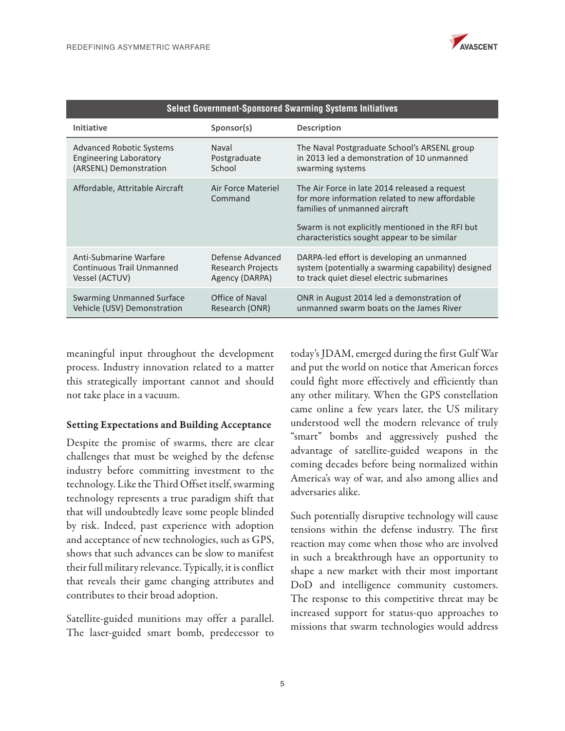**Select Government-Sponsored Swarming Systems Initiatives**

| Initiative | Sponsor(s) | Description |
|---|---|---|
| Advanced Robotic Systems Engineering Laboratory (ARSENL) Demonstration | Naval Postgraduate School | The Naval Postgraduate School's ARSENL group in 2013 led a demonstration of 10 unmanned swarming systems |
| Affordable, Attritable Aircraft | Air Force Materiel Command | The Air Force in late 2014 released a request for more information related to new affordable families of unmanned aircraft<br><br>Swarm is not explicitly mentioned in the RFI but characteristics sought appear to be similar |
| Anti-Submarine Warfare Continuous Trail Unmanned Vessel (ACTUV) | Defense Advanced Research Projects Agency (DARPA) | DARPA-led effort is developing an unmanned system (potentially a swarming capability) designed to track quiet diesel electric submarines |
| Swarming Unmanned Surface Vehicle (USV) Demonstration | Office of Naval Research (ONR) | ONR in August 2014 led a demonstration of unmanned swarm boats on the James River |

meaningful input throughout the development process. Industry innovation related to a matter this strategically important cannot and should not take place in a vacuum.

### Setting Expectations and Building Acceptance

Despite the promise of swarms, there are clear challenges that must be weighed by the defense industry before committing investment to the technology. Like the Third Offset itself, swarming technology represents a true paradigm shift that that will undoubtedly leave some people blinded by risk. Indeed, past experience with adoption and acceptance of new technologies, such as GPS, shows that such advances can be slow to manifest their full military relevance. Typically, it is conflict that reveals their game changing attributes and contributes to their broad adoption.

Satellite-guided munitions may offer a parallel. The laser-guided smart bomb, predecessor to today's JDAM, emerged during the first Gulf War and put the world on notice that American forces could fight more effectively and efficiently than any other military. When the GPS constellation came online a few years later, the US military understood well the modern relevance of truly "smart" bombs and aggressively pushed the advantage of satellite-guided weapons in the coming decades before being normalized within America's way of war, and also among allies and adversaries alike.

Such potentially disruptive technology will cause tensions within the defense industry. The first reaction may come when those who are involved in such a breakthrough have an opportunity to shape a new market with their most important DoD and intelligence community customers. The response to this competitive threat may be increased support for status-quo approaches to missions that swarm technologies would address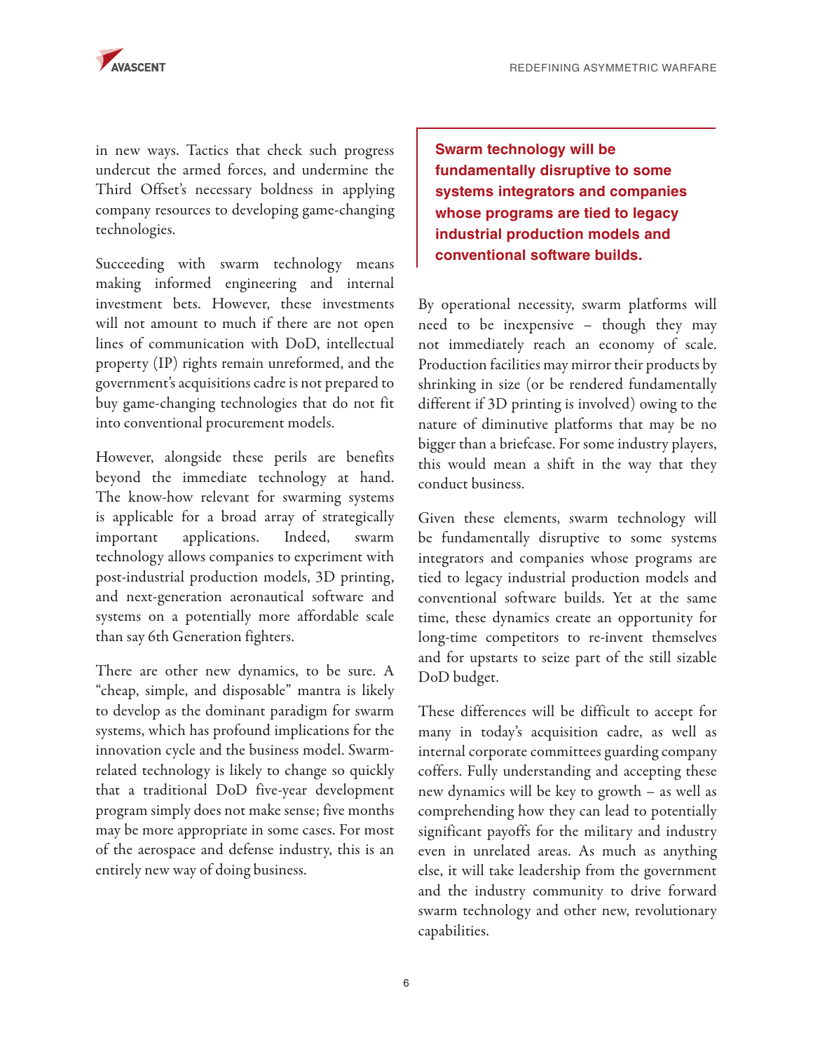in new ways. Tactics that check such progress undercut the armed forces, and undermine the Third Offset's necessary boldness in applying company resources to developing game-changing technologies.

Succeeding with swarm technology means making informed engineering and internal investment bets. However, these investments will not amount to much if there are not open lines of communication with DoD, intellectual property (IP) rights remain unreformed, and the government's acquisitions cadre is not prepared to buy game-changing technologies that do not fit into conventional procurement models.

However, alongside these perils are benefits beyond the immediate technology at hand. The know-how relevant for swarming systems is applicable for a broad array of strategically important applications. Indeed, swarm technology allows companies to experiment with post-industrial production models, 3D printing, and next-generation aeronautical software and systems on a potentially more affordable scale than say 6th Generation fighters.

There are other new dynamics, to be sure. A "cheap, simple, and disposable" mantra is likely to develop as the dominant paradigm for swarm systems, which has profound implications for the innovation cycle and the business model. Swarm-related technology is likely to change so quickly that a traditional DoD five-year development program simply does not make sense; five months may be more appropriate in some cases. For most of the aerospace and defense industry, this is an entirely new way of doing business.

> **Swarm technology will be fundamentally disruptive to some systems integrators and companies whose programs are tied to legacy industrial production models and conventional software builds.**

By operational necessity, swarm platforms will need to be inexpensive – though they may not immediately reach an economy of scale. Production facilities may mirror their products by shrinking in size (or be rendered fundamentally different if 3D printing is involved) owing to the nature of diminutive platforms that may be no bigger than a briefcase. For some industry players, this would mean a shift in the way that they conduct business.

Given these elements, swarm technology will be fundamentally disruptive to some systems integrators and companies whose programs are tied to legacy industrial production models and conventional software builds. Yet at the same time, these dynamics create an opportunity for long-time competitors to re-invent themselves and for upstarts to seize part of the still sizable DoD budget.

These differences will be difficult to accept for many in today's acquisition cadre, as well as internal corporate committees guarding company coffers. Fully understanding and accepting these new dynamics will be key to growth – as well as comprehending how they can lead to potentially significant payoffs for the military and industry even in unrelated areas. As much as anything else, it will take leadership from the government and the industry community to drive forward swarm technology and other new, revolutionary capabilities.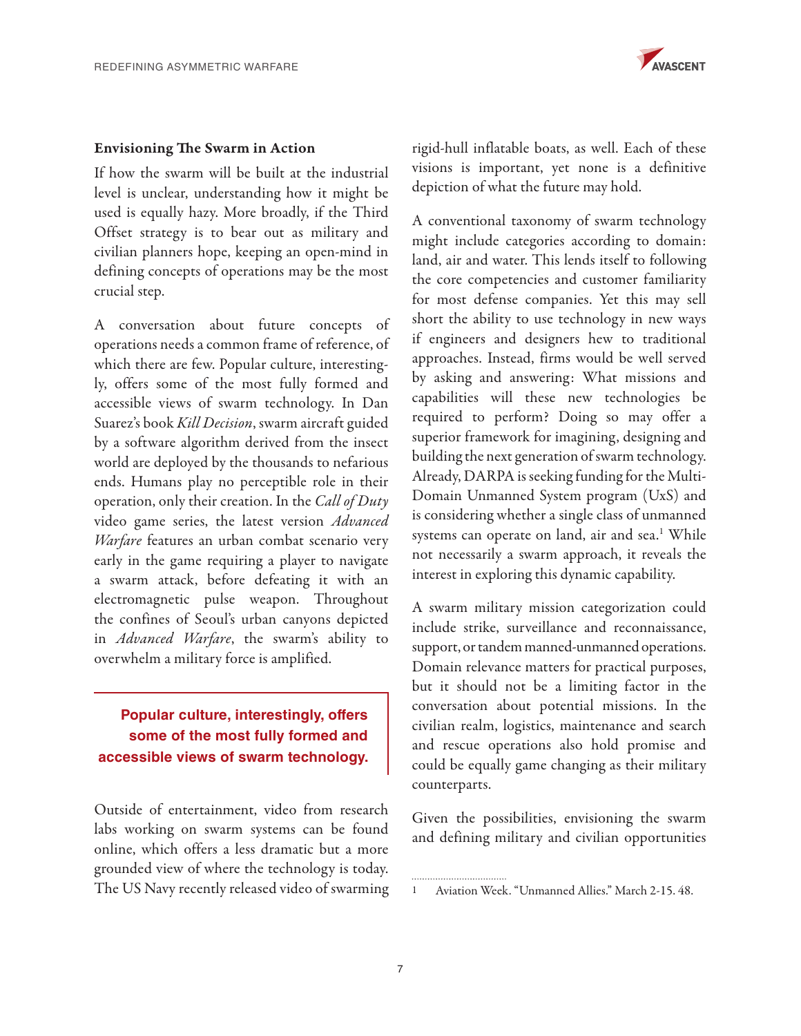### Envisioning The Swarm in Action

If how the swarm will be built at the industrial level is unclear, understanding how it might be used is equally hazy. More broadly, if the Third Offset strategy is to bear out as military and civilian planners hope, keeping an open-mind in defining concepts of operations may be the most crucial step.

A conversation about future concepts of operations needs a common frame of reference, of which there are few. Popular culture, interestingly, offers some of the most fully formed and accessible views of swarm technology. In Dan Suarez's book *Kill Decision*, swarm aircraft guided by a software algorithm derived from the insect world are deployed by the thousands to nefarious ends. Humans play no perceptible role in their operation, only their creation. In the *Call of Duty* video game series, the latest version *Advanced Warfare* features an urban combat scenario very early in the game requiring a player to navigate a swarm attack, before defeating it with an electromagnetic pulse weapon. Throughout the confines of Seoul's urban canyons depicted in *Advanced Warfare*, the swarm's ability to overwhelm a military force is amplified.

> **Popular culture, interestingly, offers some of the most fully formed and accessible views of swarm technology.**

Outside of entertainment, video from research labs working on swarm systems can be found online, which offers a less dramatic but a more grounded view of where the technology is today. The US Navy recently released video of swarming rigid-hull inflatable boats, as well. Each of these visions is important, yet none is a definitive depiction of what the future may hold.

A conventional taxonomy of swarm technology might include categories according to domain: land, air and water. This lends itself to following the core competencies and customer familiarity for most defense companies. Yet this may sell short the ability to use technology in new ways if engineers and designers hew to traditional approaches. Instead, firms would be well served by asking and answering: What missions and capabilities will these new technologies be required to perform? Doing so may offer a superior framework for imagining, designing and building the next generation of swarm technology. Already, DARPA is seeking funding for the Multi-Domain Unmanned System program (UxS) and is considering whether a single class of unmanned systems can operate on land, air and sea.[1] While not necessarily a swarm approach, it reveals the interest in exploring this dynamic capability.

A swarm military mission categorization could include strike, surveillance and reconnaissance, support, or tandem manned-unmanned operations. Domain relevance matters for practical purposes, but it should not be a limiting factor in the conversation about potential missions. In the civilian realm, logistics, maintenance and search and rescue operations also hold promise and could be equally game changing as their military counterparts.

Given the possibilities, envisioning the swarm and defining military and civilian opportunities

---

1 Aviation Week. "Unmanned Allies." March 2-15. 48.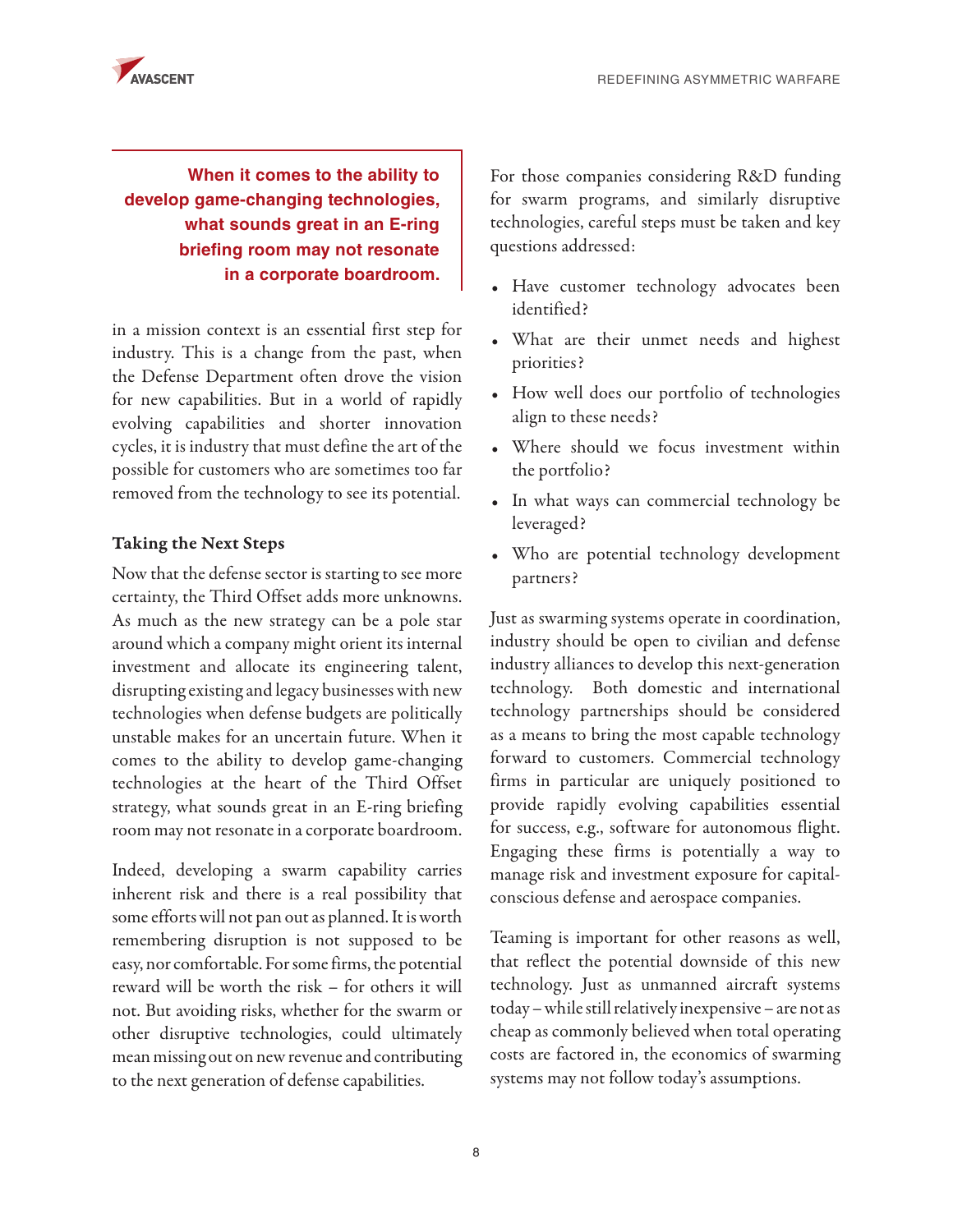> **When it comes to the ability to develop game-changing technologies, what sounds great in an E-ring briefing room may not resonate in a corporate boardroom.**

in a mission context is an essential first step for industry. This is a change from the past, when the Defense Department often drove the vision for new capabilities. But in a world of rapidly evolving capabilities and shorter innovation cycles, it is industry that must define the art of the possible for customers who are sometimes too far removed from the technology to see its potential.

### Taking the Next Steps

Now that the defense sector is starting to see more certainty, the Third Offset adds more unknowns. As much as the new strategy can be a pole star around which a company might orient its internal investment and allocate its engineering talent, disrupting existing and legacy businesses with new technologies when defense budgets are politically unstable makes for an uncertain future. When it comes to the ability to develop game-changing technologies at the heart of the Third Offset strategy, what sounds great in an E-ring briefing room may not resonate in a corporate boardroom.

Indeed, developing a swarm capability carries inherent risk and there is a real possibility that some efforts will not pan out as planned. It is worth remembering disruption is not supposed to be easy, nor comfortable. For some firms, the potential reward will be worth the risk – for others it will not. But avoiding risks, whether for the swarm or other disruptive technologies, could ultimately mean missing out on new revenue and contributing to the next generation of defense capabilities.

For those companies considering R&D funding for swarm programs, and similarly disruptive technologies, careful steps must be taken and key questions addressed:

- Have customer technology advocates been identified?
- What are their unmet needs and highest priorities?
- How well does our portfolio of technologies align to these needs?
- Where should we focus investment within the portfolio?
- In what ways can commercial technology be leveraged?
- Who are potential technology development partners?

Just as swarming systems operate in coordination, industry should be open to civilian and defense industry alliances to develop this next-generation technology. Both domestic and international technology partnerships should be considered as a means to bring the most capable technology forward to customers. Commercial technology firms in particular are uniquely positioned to provide rapidly evolving capabilities essential for success, e.g., software for autonomous flight. Engaging these firms is potentially a way to manage risk and investment exposure for capital-conscious defense and aerospace companies.

Teaming is important for other reasons as well, that reflect the potential downside of this new technology. Just as unmanned aircraft systems today – while still relatively inexpensive – are not as cheap as commonly believed when total operating costs are factored in, the economics of swarming systems may not follow today's assumptions.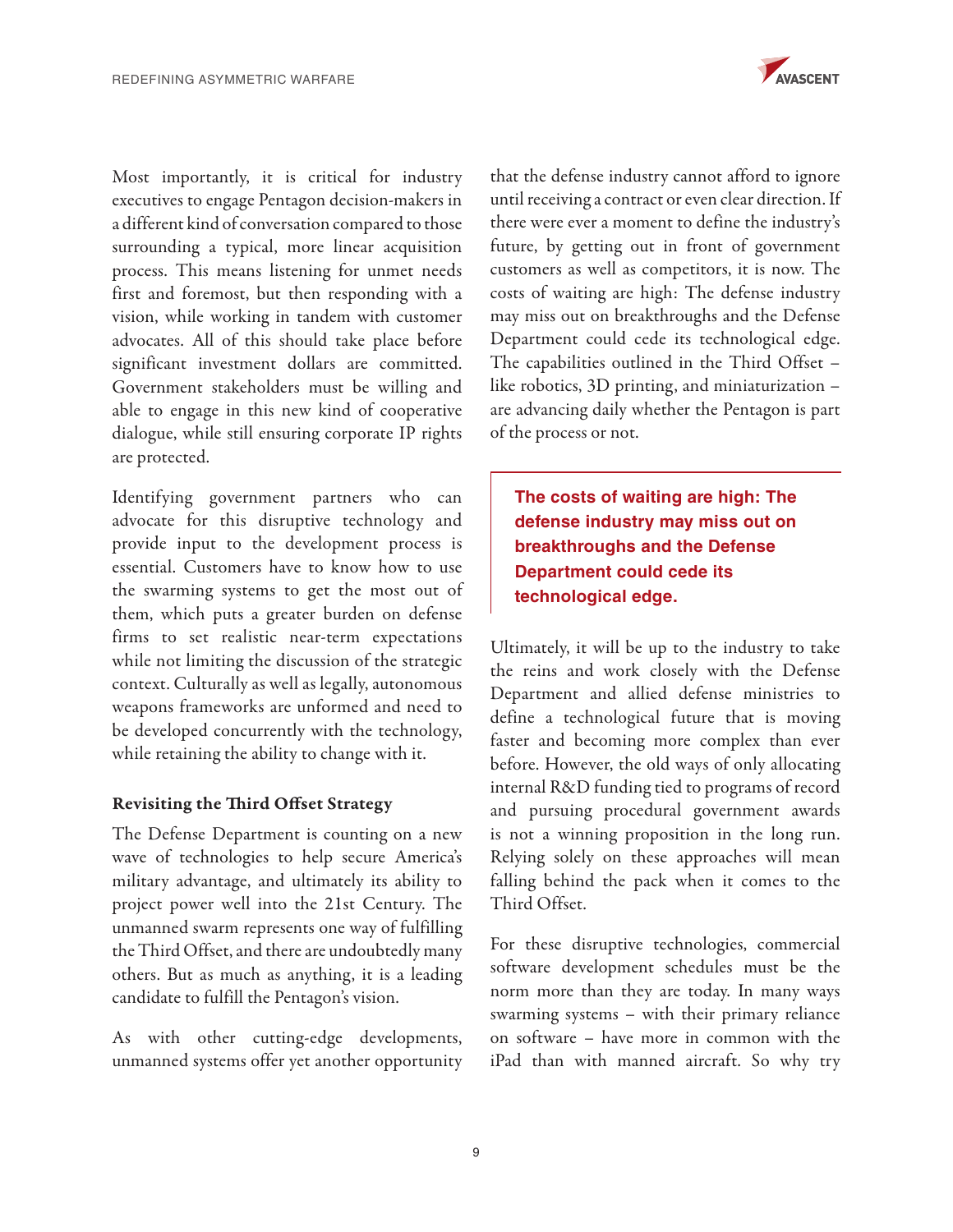Most importantly, it is critical for industry executives to engage Pentagon decision-makers in a different kind of conversation compared to those surrounding a typical, more linear acquisition process. This means listening for unmet needs first and foremost, but then responding with a vision, while working in tandem with customer advocates. All of this should take place before significant investment dollars are committed. Government stakeholders must be willing and able to engage in this new kind of cooperative dialogue, while still ensuring corporate IP rights are protected.

Identifying government partners who can advocate for this disruptive technology and provide input to the development process is essential. Customers have to know how to use the swarming systems to get the most out of them, which puts a greater burden on defense firms to set realistic near-term expectations while not limiting the discussion of the strategic context. Culturally as well as legally, autonomous weapons frameworks are unformed and need to be developed concurrently with the technology, while retaining the ability to change with it.

### Revisiting the Third Offset Strategy

The Defense Department is counting on a new wave of technologies to help secure America's military advantage, and ultimately its ability to project power well into the 21st Century. The unmanned swarm represents one way of fulfilling the Third Offset, and there are undoubtedly many others. But as much as anything, it is a leading candidate to fulfill the Pentagon's vision.

As with other cutting-edge developments, unmanned systems offer yet another opportunity that the defense industry cannot afford to ignore until receiving a contract or even clear direction. If there were ever a moment to define the industry's future, by getting out in front of government customers as well as competitors, it is now. The costs of waiting are high: The defense industry may miss out on breakthroughs and the Defense Department could cede its technological edge. The capabilities outlined in the Third Offset – like robotics, 3D printing, and miniaturization – are advancing daily whether the Pentagon is part of the process or not.

> **The costs of waiting are high: The defense industry may miss out on breakthroughs and the Defense Department could cede its technological edge.**

Ultimately, it will be up to the industry to take the reins and work closely with the Defense Department and allied defense ministries to define a technological future that is moving faster and becoming more complex than ever before. However, the old ways of only allocating internal R&D funding tied to programs of record and pursuing procedural government awards is not a winning proposition in the long run. Relying solely on these approaches will mean falling behind the pack when it comes to the Third Offset.

For these disruptive technologies, commercial software development schedules must be the norm more than they are today. In many ways swarming systems – with their primary reliance on software – have more in common with the iPad than with manned aircraft. So why try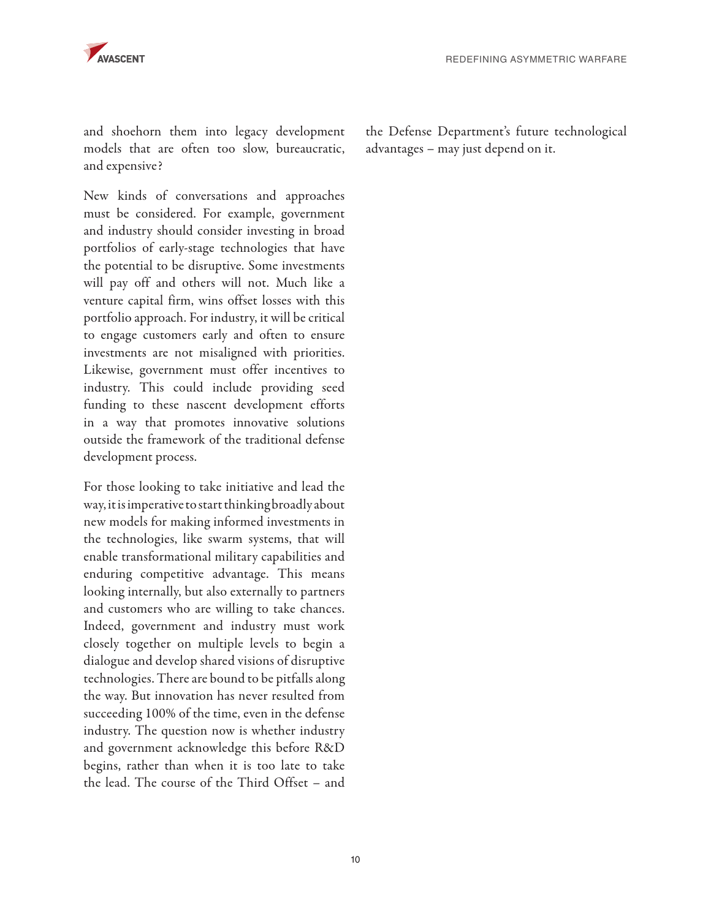and shoehorn them into legacy development models that are often too slow, bureaucratic, and expensive?

New kinds of conversations and approaches must be considered. For example, government and industry should consider investing in broad portfolios of early-stage technologies that have the potential to be disruptive. Some investments will pay off and others will not. Much like a venture capital firm, wins offset losses with this portfolio approach. For industry, it will be critical to engage customers early and often to ensure investments are not misaligned with priorities. Likewise, government must offer incentives to industry. This could include providing seed funding to these nascent development efforts in a way that promotes innovative solutions outside the framework of the traditional defense development process.

For those looking to take initiative and lead the way, it is imperative to start thinking broadly about new models for making informed investments in the technologies, like swarm systems, that will enable transformational military capabilities and enduring competitive advantage. This means looking internally, but also externally to partners and customers who are willing to take chances. Indeed, government and industry must work closely together on multiple levels to begin a dialogue and develop shared visions of disruptive technologies. There are bound to be pitfalls along the way. But innovation has never resulted from succeeding 100% of the time, even in the defense industry. The question now is whether industry and government acknowledge this before R&D begins, rather than when it is too late to take the lead. The course of the Third Offset – and the Defense Department's future technological advantages – may just depend on it.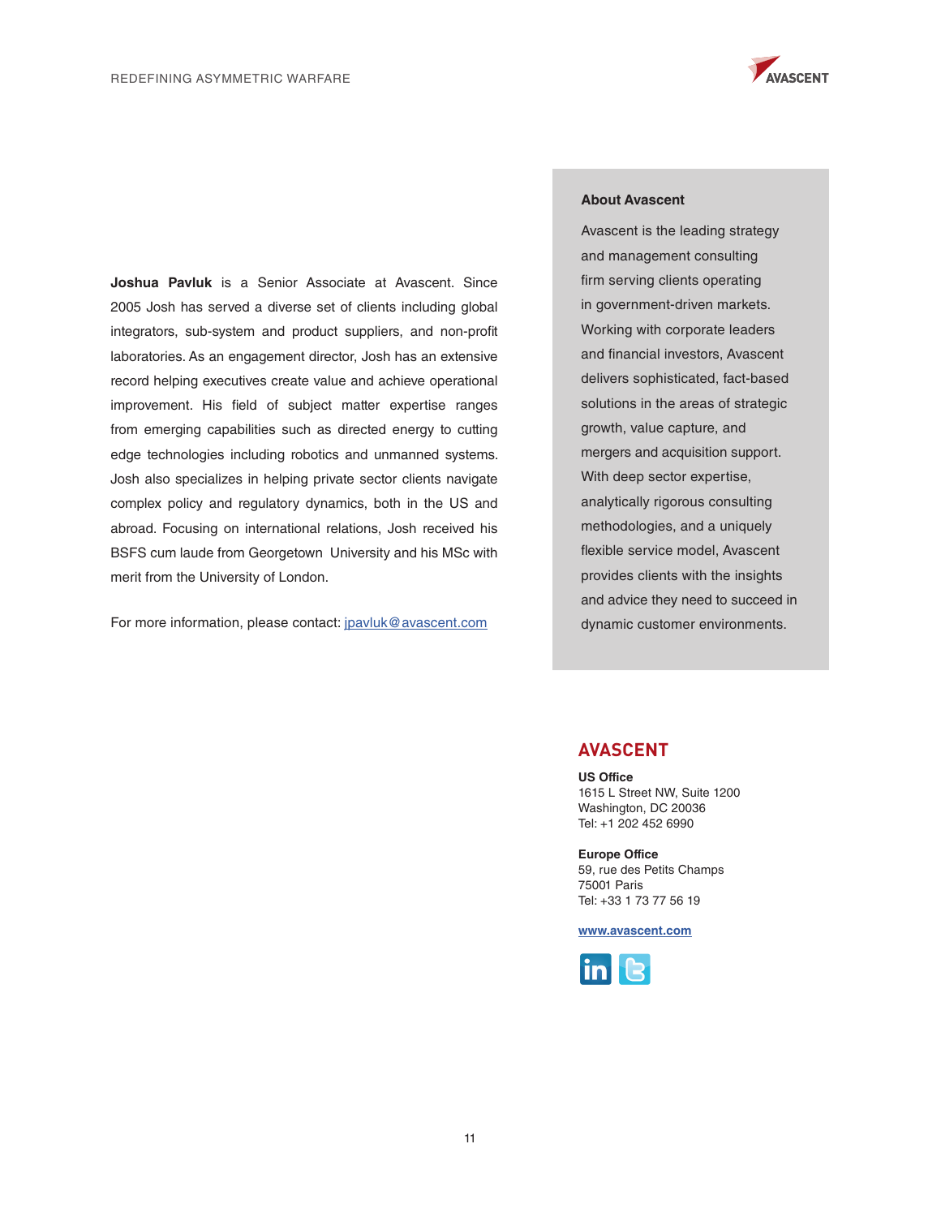**Joshua Pavluk** is a Senior Associate at Avascent. Since 2005 Josh has served a diverse set of clients including global integrators, sub-system and product suppliers, and non-profit laboratories. As an engagement director, Josh has an extensive record helping executives create value and achieve operational improvement. His field of subject matter expertise ranges from emerging capabilities such as directed energy to cutting edge technologies including robotics and unmanned systems. Josh also specializes in helping private sector clients navigate complex policy and regulatory dynamics, both in the US and abroad. Focusing on international relations, Josh received his BSFS cum laude from Georgetown University and his MSc with merit from the University of London.

For more information, please contact: jpavluk@avascent.com

**About Avascent**

Avascent is the leading strategy and management consulting firm serving clients operating in government-driven markets. Working with corporate leaders and financial investors, Avascent delivers sophisticated, fact-based solutions in the areas of strategic growth, value capture, and mergers and acquisition support. With deep sector expertise, analytically rigorous consulting methodologies, and a uniquely flexible service model, Avascent provides clients with the insights and advice they need to succeed in dynamic customer environments.

## AVASCENT

**US Office**
1615 L Street NW, Suite 1200
Washington, DC 20036
Tel: +1 202 452 6990

**Europe Office**
59, rue des Petits Champs
75001 Paris
Tel: +33 1 73 77 56 19

**www.avascent.com**